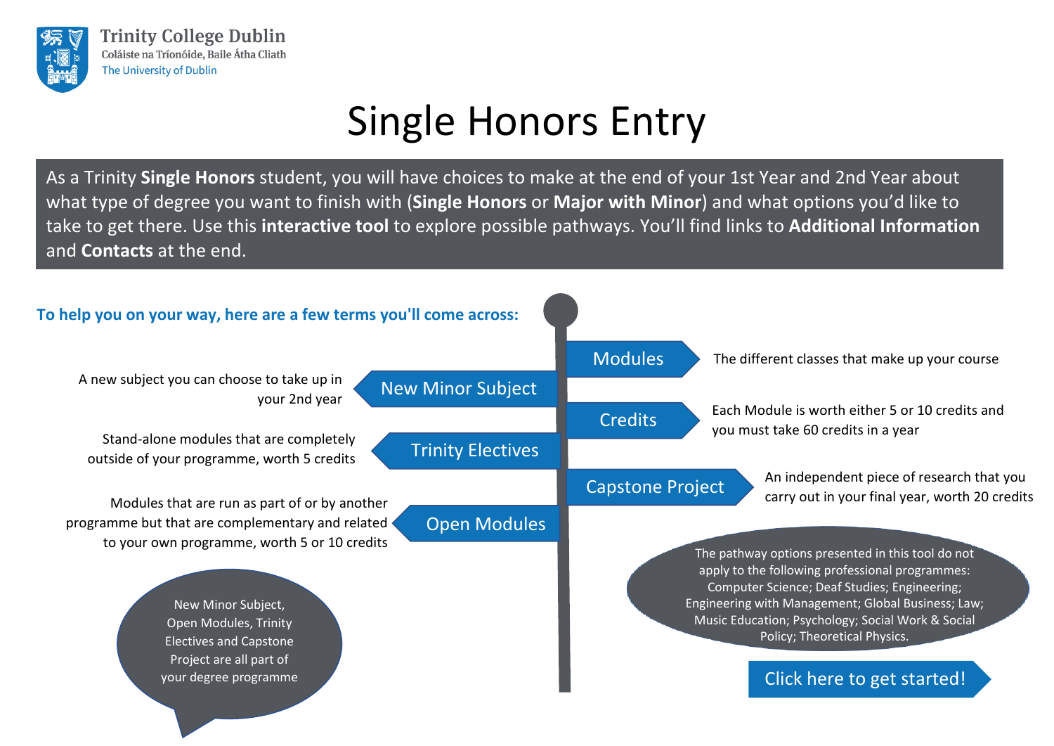Trinity College Dublin
Coláiste na Tríonóide, Baile Átha Cliath
The University of Dublin

# Single Honors Entry

As a Trinity **Single Honors** student, you will have choices to make at the end of your 1st Year and 2nd Year about what type of degree you want to finish with (**Single Honors** or **Major with Minor**) and what options you'd like to take to get there. Use this **interactive tool** to explore possible pathways. You'll find links to **Additional Information** and **Contacts** at the end.

## To help you on your way, here are a few terms you'll come across:

- **Modules**: The different classes that make up your course
- **New Minor Subject**: A new subject you can choose to take up in your 2nd year
- **Credits**: Each Module is worth either 5 or 10 credits and you must take 60 credits in a year
- **Trinity Electives**: Stand-alone modules that are completely outside of your programme, worth 5 credits
- **Capstone Project**: An independent piece of research that you carry out in your final year, worth 20 credits
- **Open Modules**: Modules that are run as part of or by another programme but that are complementary and related to your own programme, worth 5 or 10 credits

New Minor Subject, Open Modules, Trinity Electives and Capstone Project are all part of your degree programme

The pathway options presented in this tool do not apply to the following professional programmes: Computer Science; Deaf Studies; Engineering; Engineering with Management; Global Business; Law; Music Education; Psychology; Social Work & Social Policy; Theoretical Physics.

Click here to get started!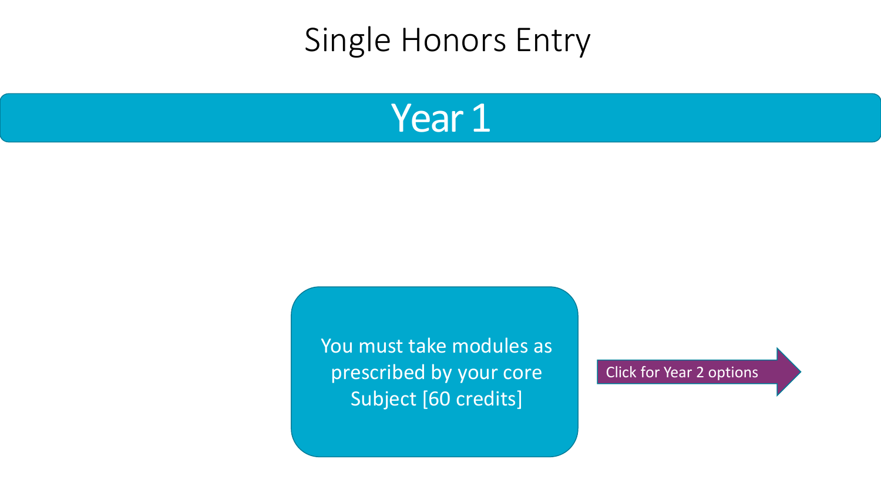# Single Honors Entry

## Year 1

You must take modules as prescribed by your core Subject [60 credits]

Click for Year 2 options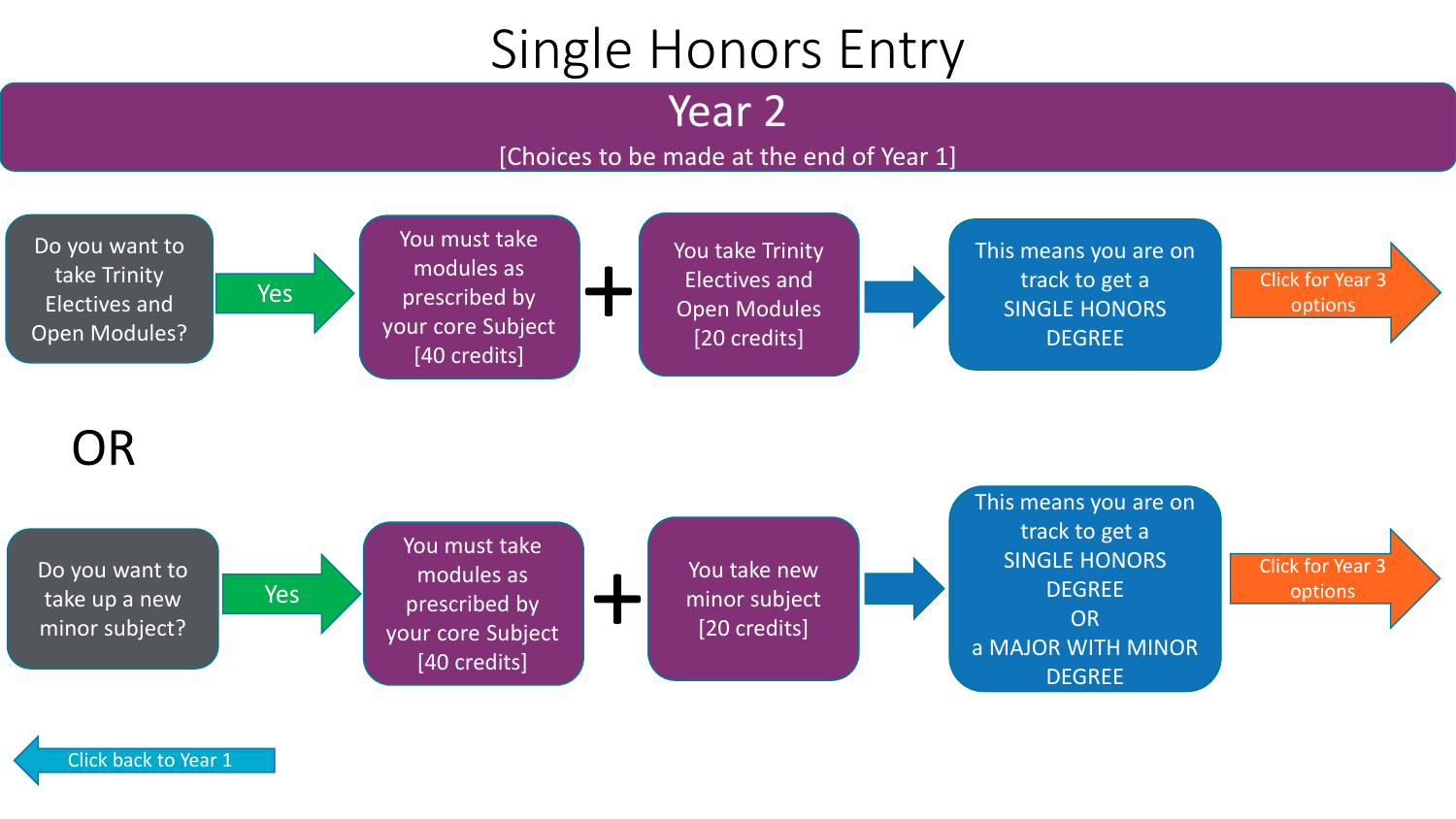# Single Honors Entry

## Year 2

[Choices to be made at the end of Year 1]

Do you want to take Trinity Electives and Open Modules?

Yes

You must take modules as prescribed by your core Subject [40 credits]

+

You take Trinity Electives and Open Modules [20 credits]

This means you are on track to get a SINGLE HONORS DEGREE

Click for Year 3 options

OR

Do you want to take up a new minor subject?

Yes

You must take modules as prescribed by your core Subject [40 credits]

+

You take new minor subject [20 credits]

This means you are on track to get a SINGLE HONORS DEGREE OR a MAJOR WITH MINOR DEGREE

Click for Year 3 options

Click back to Year 1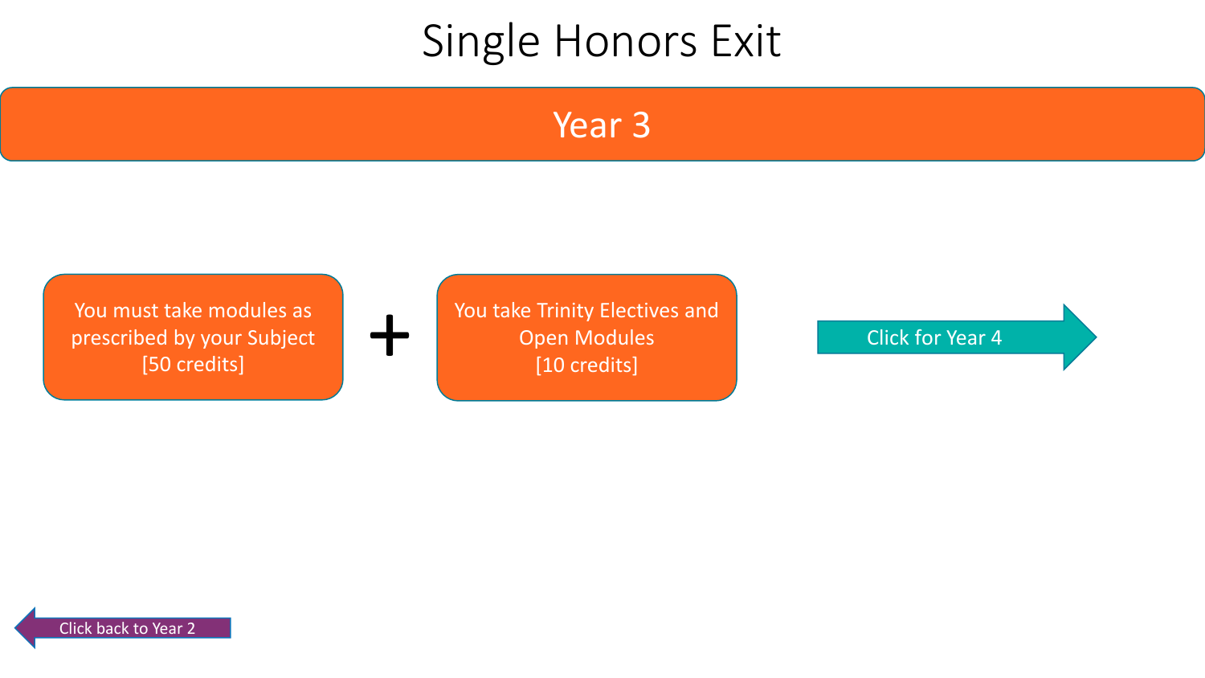# Single Honors Exit

## Year 3

You must take modules as prescribed by your Subject [50 credits]

+

You take Trinity Electives and Open Modules [10 credits]

Click for Year 4

Click back to Year 2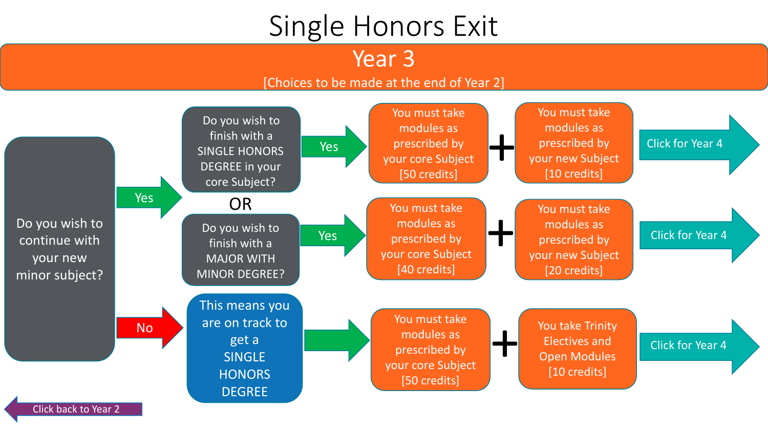# Single Honors Exit

## Year 3

[Choices to be made at the end of Year 2]

**Do you wish to continue with your new minor subject?**

- **Yes** →
  - Do you wish to finish with a SINGLE HONORS DEGREE in your core Subject?
    - **Yes** → You must take modules as prescribed by your core Subject [50 credits] + You must take modules as prescribed by your new Subject [10 credits] → Click for Year 4
  - OR
  - Do you wish to finish with a MAJOR WITH MINOR DEGREE?
    - **Yes** → You must take modules as prescribed by your core Subject [40 credits] + You must take modules as prescribed by your new Subject [20 credits] → Click for Year 4
- **No** → This means you are on track to get a SINGLE HONORS DEGREE → You must take modules as prescribed by your core Subject [50 credits] + You take Trinity Electives and Open Modules [10 credits] → Click for Year 4

Click back to Year 2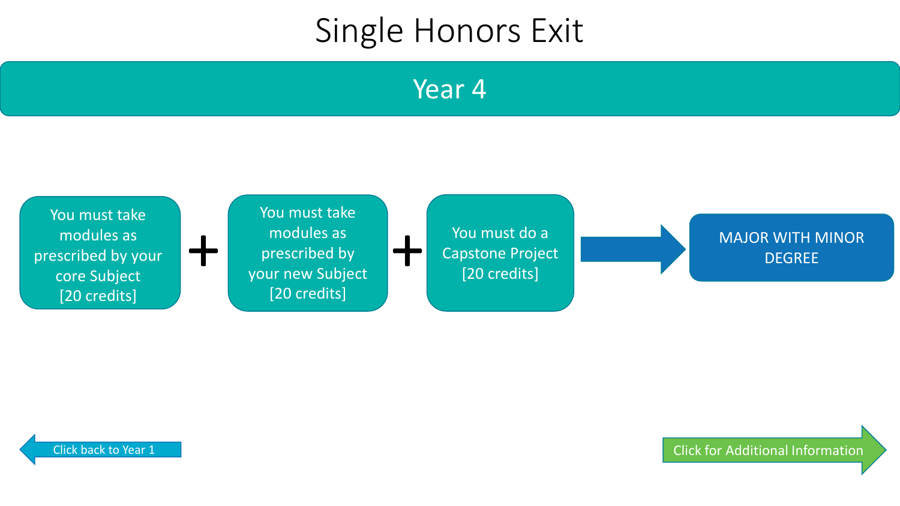# Single Honors Exit

## Year 4

You must take modules as prescribed by your core Subject [20 credits]

+

You must take modules as prescribed by your new Subject [20 credits]

+

You must do a Capstone Project [20 credits]

→

MAJOR WITH MINOR DEGREE

Click back to Year 1

Click for Additional Information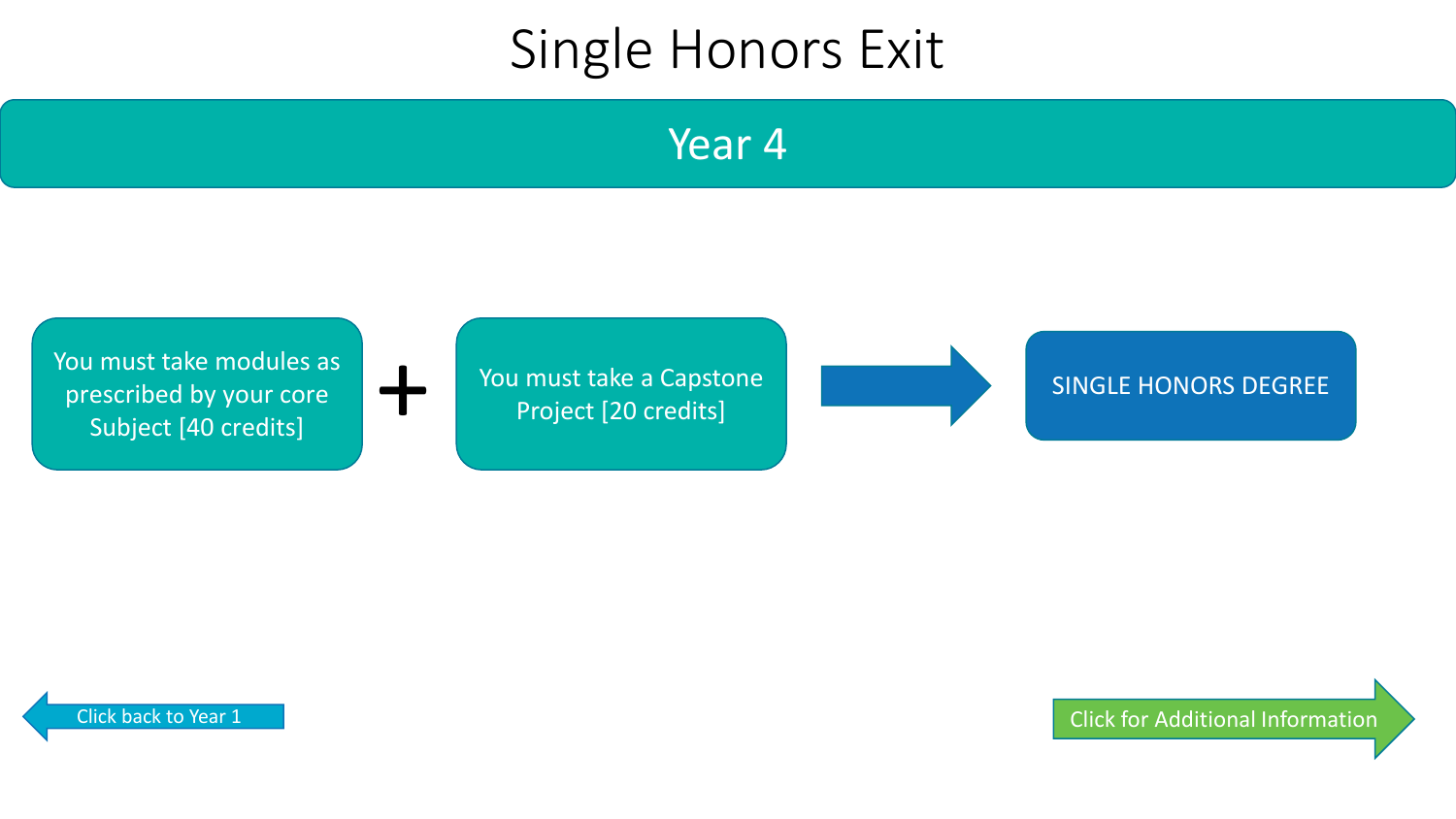# Single Honors Exit

## Year 4

You must take modules as prescribed by your core Subject [40 credits]

+

You must take a Capstone Project [20 credits]

→

SINGLE HONORS DEGREE

Click back to Year 1

Click for Additional Information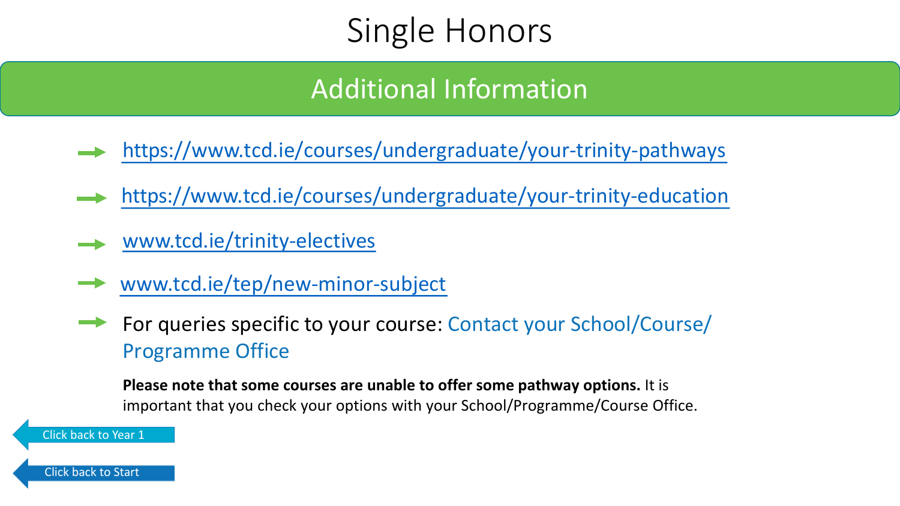# Single Honors

## Additional Information

- https://www.tcd.ie/courses/undergraduate/your-trinity-pathways
- https://www.tcd.ie/courses/undergraduate/your-trinity-education
- www.tcd.ie/trinity-electives
- www.tcd.ie/tep/new-minor-subject
- For queries specific to your course: Contact your School/Course/ Programme Office

**Please note that some courses are unable to offer some pathway options.** It is important that you check your options with your School/Programme/Course Office.

Click back to Year 1

Click back to Start